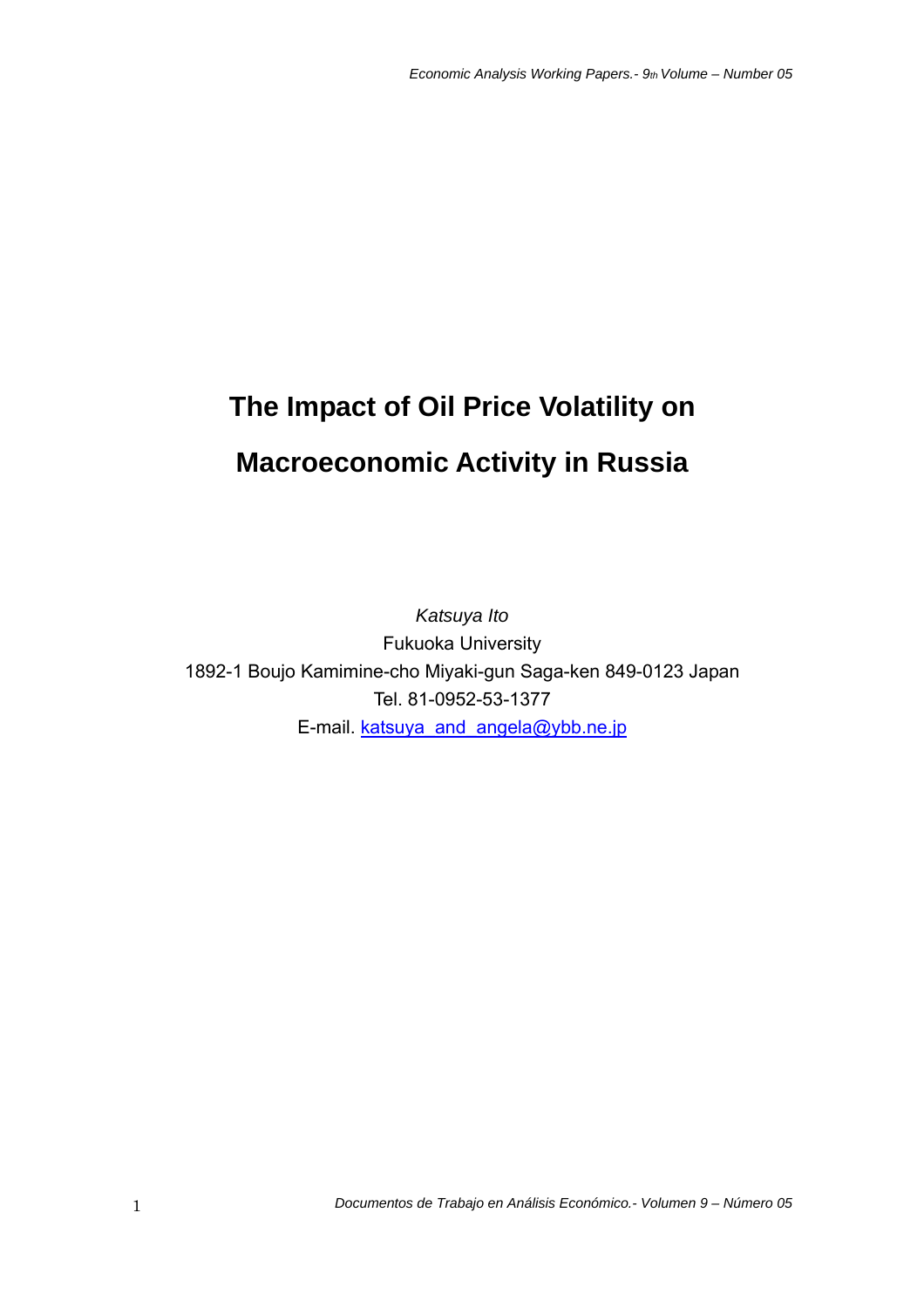# The Impact of Oil Price Volatility on Macroeconomic Activity in Russia

*Katsuya Ito*

Fukuoka University

1892-1 Boujo Kamimine-cho Miyaki-gun Saga-ken 849-0123 Japan

Tel. 81-0952-53-1377

E-mail. katsuya_and_angela@ybb.ne.jp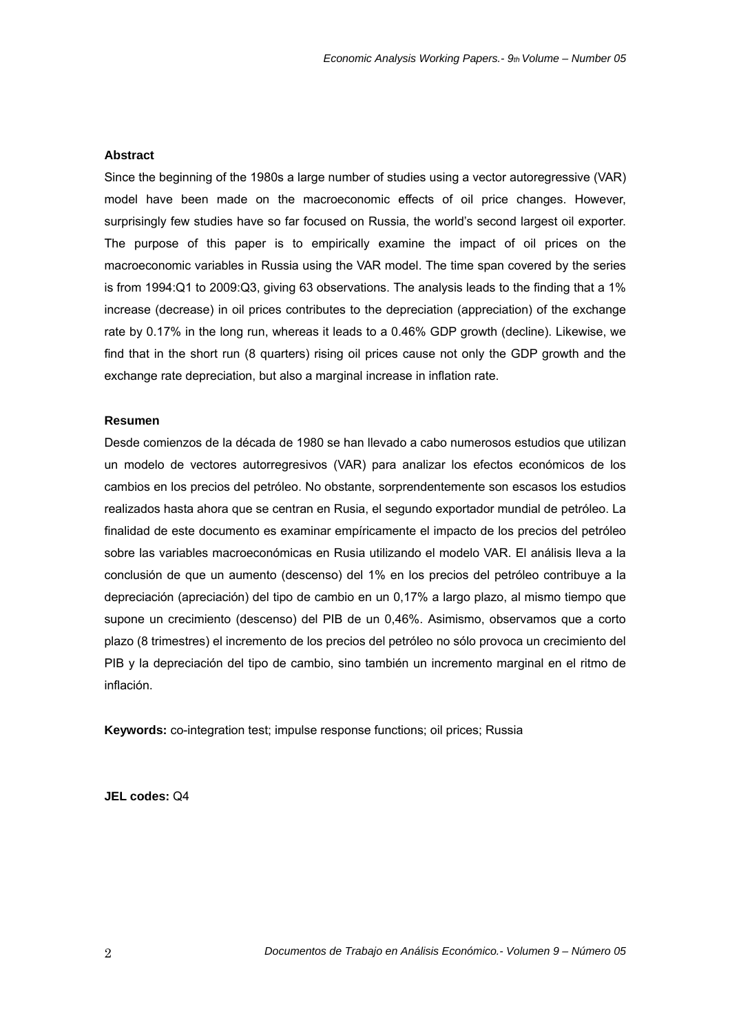**Abstract**

Since the beginning of the 1980s a large number of studies using a vector autoregressive (VAR) model have been made on the macroeconomic effects of oil price changes. However, surprisingly few studies have so far focused on Russia, the world's second largest oil exporter. The purpose of this paper is to empirically examine the impact of oil prices on the macroeconomic variables in Russia using the VAR model. The time span covered by the series is from 1994:Q1 to 2009:Q3, giving 63 observations. The analysis leads to the finding that a 1% increase (decrease) in oil prices contributes to the depreciation (appreciation) of the exchange rate by 0.17% in the long run, whereas it leads to a 0.46% GDP growth (decline). Likewise, we find that in the short run (8 quarters) rising oil prices cause not only the GDP growth and the exchange rate depreciation, but also a marginal increase in inflation rate.

**Resumen**

Desde comienzos de la década de 1980 se han llevado a cabo numerosos estudios que utilizan un modelo de vectores autorregresivos (VAR) para analizar los efectos económicos de los cambios en los precios del petróleo. No obstante, sorprendentemente son escasos los estudios realizados hasta ahora que se centran en Rusia, el segundo exportador mundial de petróleo. La finalidad de este documento es examinar empíricamente el impacto de los precios del petróleo sobre las variables macroeconómicas en Rusia utilizando el modelo VAR. El análisis lleva a la conclusión de que un aumento (descenso) del 1% en los precios del petróleo contribuye a la depreciación (apreciación) del tipo de cambio en un 0,17% a largo plazo, al mismo tiempo que supone un crecimiento (descenso) del PIB de un 0,46%. Asimismo, observamos que a corto plazo (8 trimestres) el incremento de los precios del petróleo no sólo provoca un crecimiento del PIB y la depreciación del tipo de cambio, sino también un incremento marginal en el ritmo de inflación.

**Keywords:** co-integration test; impulse response functions; oil prices; Russia

**JEL codes:** Q4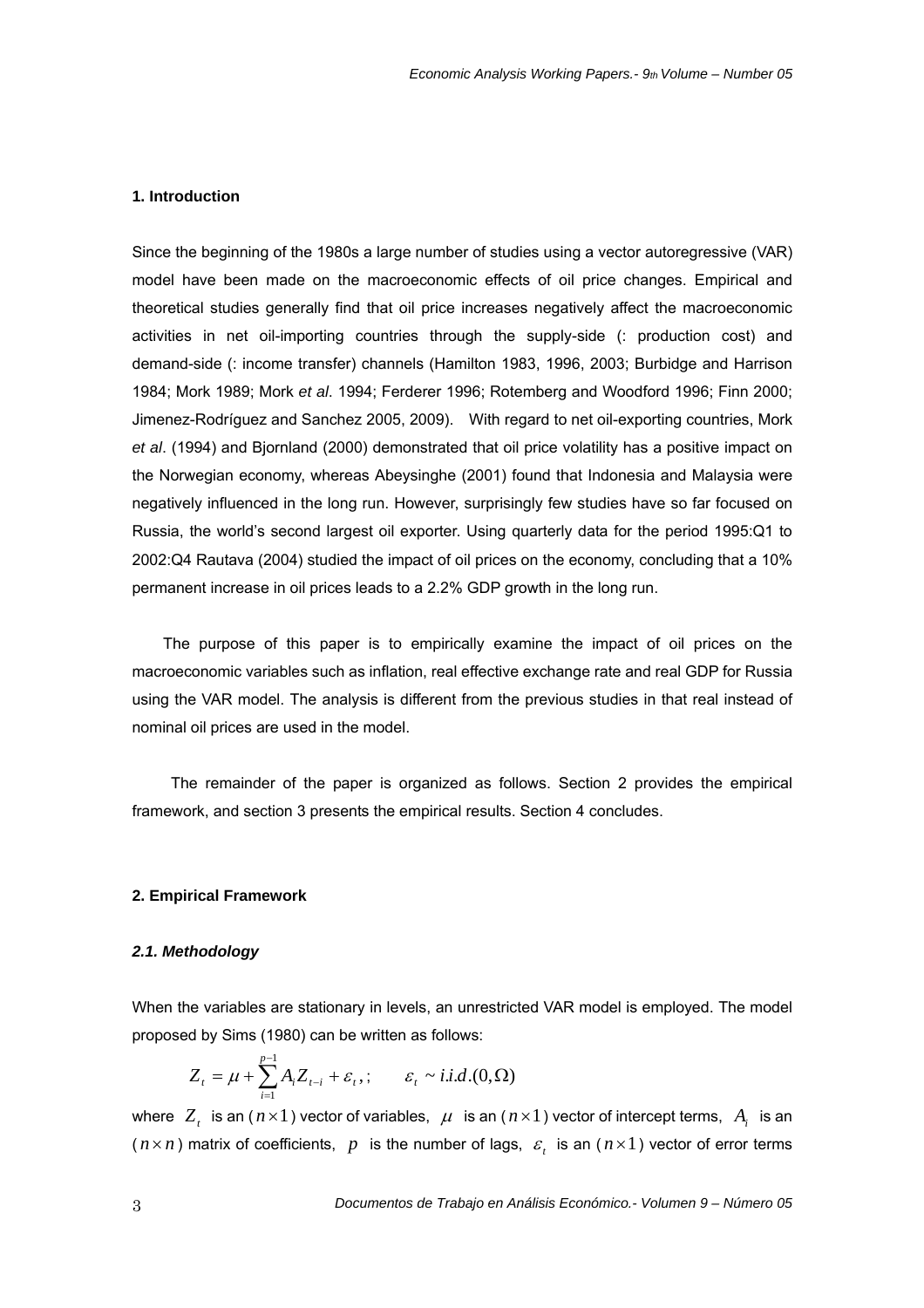## 1. Introduction

Since the beginning of the 1980s a large number of studies using a vector autoregressive (VAR) model have been made on the macroeconomic effects of oil price changes. Empirical and theoretical studies generally find that oil price increases negatively affect the macroeconomic activities in net oil-importing countries through the supply-side (: production cost) and demand-side (: income transfer) channels (Hamilton 1983, 1996, 2003; Burbidge and Harrison 1984; Mork 1989; Mork *et al*. 1994; Ferderer 1996; Rotemberg and Woodford 1996; Finn 2000; Jimenez-Rodríguez and Sanchez 2005, 2009). With regard to net oil-exporting countries, Mork *et al*. (1994) and Bjornland (2000) demonstrated that oil price volatility has a positive impact on the Norwegian economy, whereas Abeysinghe (2001) found that Indonesia and Malaysia were negatively influenced in the long run. However, surprisingly few studies have so far focused on Russia, the world's second largest oil exporter. Using quarterly data for the period 1995:Q1 to 2002:Q4 Rautava (2004) studied the impact of oil prices on the economy, concluding that a 10% permanent increase in oil prices leads to a 2.2% GDP growth in the long run.

The purpose of this paper is to empirically examine the impact of oil prices on the macroeconomic variables such as inflation, real effective exchange rate and real GDP for Russia using the VAR model. The analysis is different from the previous studies in that real instead of nominal oil prices are used in the model.

The remainder of the paper is organized as follows. Section 2 provides the empirical framework, and section 3 presents the empirical results. Section 4 concludes.

## 2. Empirical Framework

### *2.1. Methodology*

When the variables are stationary in levels, an unrestricted VAR model is employed. The model proposed by Sims (1980) can be written as follows:

$$Z_t = \mu + \sum_{i=1}^{p-1} A_i Z_{t-i} + \varepsilon_t, ; \qquad \varepsilon_t \sim i.i.d.(0, \Omega)$$

where $Z_t$ is an ($n \times 1$) vector of variables, $\mu$ is an ($n \times 1$) vector of intercept terms, $A_i$ is an ($n \times n$) matrix of coefficients, $p$ is the number of lags, $\varepsilon_t$ is an ($n \times 1$) vector of error terms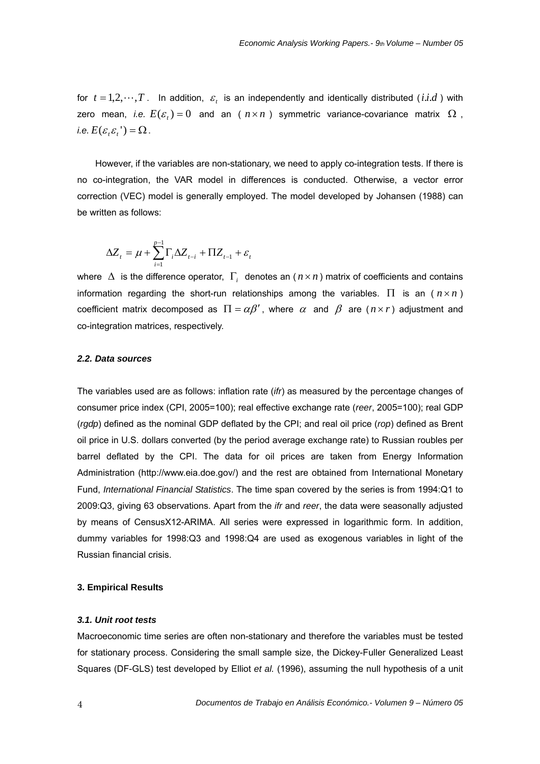for $t = 1,2,\cdots,T$. In addition, $\varepsilon_t$ is an independently and identically distributed ($i.i.d$) with zero mean, *i.e.* $E(\varepsilon_t) = 0$ and an ($n \times n$) symmetric variance-covariance matrix $\Omega$, *i.e.* $E(\varepsilon_t \varepsilon_t') = \Omega$.

However, if the variables are non-stationary, we need to apply co-integration tests. If there is no co-integration, the VAR model in differences is conducted. Otherwise, a vector error correction (VEC) model is generally employed. The model developed by Johansen (1988) can be written as follows:

$$\Delta Z_t = \mu + \sum_{i=1}^{p-1} \Gamma_i \Delta Z_{t-i} + \Pi Z_{t-1} + \varepsilon_t$$

where $\Delta$ is the difference operator, $\Gamma_i$ denotes an ($n \times n$) matrix of coefficients and contains information regarding the short-run relationships among the variables. $\Pi$ is an ($n \times n$) coefficient matrix decomposed as $\Pi = \alpha\beta'$, where $\alpha$ and $\beta$ are ($n \times r$) adjustment and co-integration matrices, respectively.

### *2.2. Data sources*

The variables used are as follows: inflation rate (*ifr*) as measured by the percentage changes of consumer price index (CPI, 2005=100); real effective exchange rate (*reer*, 2005=100); real GDP (*rgdp*) defined as the nominal GDP deflated by the CPI; and real oil price (*rop*) defined as Brent oil price in U.S. dollars converted (by the period average exchange rate) to Russian roubles per barrel deflated by the CPI. The data for oil prices are taken from Energy Information Administration (http://www.eia.doe.gov/) and the rest are obtained from International Monetary Fund, *International Financial Statistics*. The time span covered by the series is from 1994:Q1 to 2009:Q3, giving 63 observations. Apart from the *ifr* and *reer*, the data were seasonally adjusted by means of CensusX12-ARIMA. All series were expressed in logarithmic form. In addition, dummy variables for 1998:Q3 and 1998:Q4 are used as exogenous variables in light of the Russian financial crisis.

## 3. Empirical Results

### *3.1. Unit root tests*

Macroeconomic time series are often non-stationary and therefore the variables must be tested for stationary process. Considering the small sample size, the Dickey-Fuller Generalized Least Squares (DF-GLS) test developed by Elliot *et al.* (1996), assuming the null hypothesis of a unit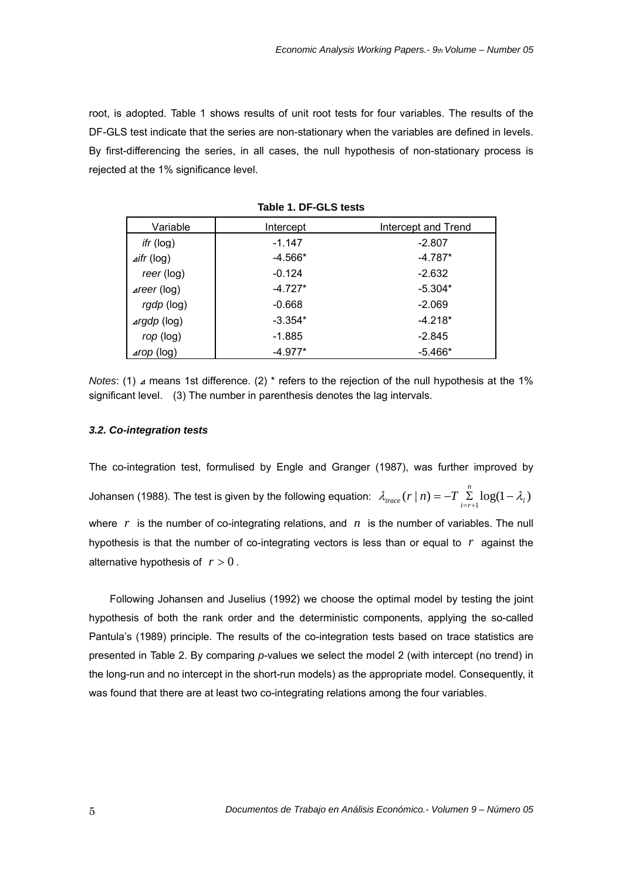root, is adopted. Table 1 shows results of unit root tests for four variables. The results of the DF-GLS test indicate that the series are non-stationary when the variables are defined in levels. By first-differencing the series, in all cases, the null hypothesis of non-stationary process is rejected at the 1% significance level.

**Table 1. DF-GLS tests**

| Variable | Intercept | Intercept and Trend |
|---|---|---|
| *ifr* (log) | -1.147 | -2.807 |
| ⊿*ifr* (log) | -4.566* | -4.787* |
| *reer* (log) | -0.124 | -2.632 |
| ⊿*reer* (log) | -4.727* | -5.304* |
| *rgdp* (log) | -0.668 | -2.069 |
| ⊿*rgdp* (log) | -3.354* | -4.218* |
| *rop* (log) | -1.885 | -2.845 |
| ⊿*rop* (log) | -4.977* | -5.466* |

*Notes*: (1) ⊿ means 1st difference. (2) * refers to the rejection of the null hypothesis at the 1% significant level. (3) The number in parenthesis denotes the lag intervals.

### *3.2. Co-integration tests*

The co-integration test, formulised by Engle and Granger (1987), was further improved by Johansen (1988). The test is given by the following equation: $\lambda_{trace}(r \mid n) = -T \sum_{i=r+1}^{n} \log(1-\lambda_i)$ where $r$ is the number of co-integrating relations, and $n$ is the number of variables. The null hypothesis is that the number of co-integrating vectors is less than or equal to $r$ against the alternative hypothesis of $r > 0$.

Following Johansen and Juselius (1992) we choose the optimal model by testing the joint hypothesis of both the rank order and the deterministic components, applying the so-called Pantula's (1989) principle. The results of the co-integration tests based on trace statistics are presented in Table 2. By comparing *p*-values we select the model 2 (with intercept (no trend) in the long-run and no intercept in the short-run models) as the appropriate model. Consequently, it was found that there are at least two co-integrating relations among the four variables.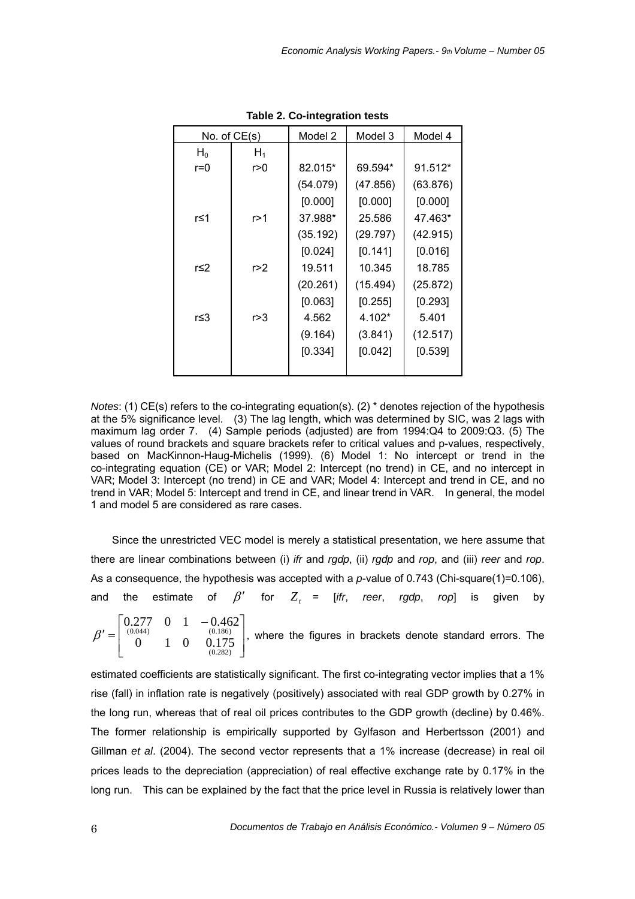**Table 2. Co-integration tests**

| No. of CE(s) | | Model 2 | Model 3 | Model 4 |
|---|---|---|---|---|
| $H_0$ | $H_1$ | | | |
| r=0 | r>0 | 82.015* | 69.594* | 91.512* |
| | | (54.079) | (47.856) | (63.876) |
| | | [0.000] | [0.000] | [0.000] |
| r≤1 | r>1 | 37.988* | 25.586 | 47.463* |
| | | (35.192) | (29.797) | (42.915) |
| | | [0.024] | [0.141] | [0.016] |
| r≤2 | r>2 | 19.511 | 10.345 | 18.785 |
| | | (20.261) | (15.494) | (25.872) |
| | | [0.063] | [0.255] | [0.293] |
| r≤3 | r>3 | 4.562 | 4.102* | 5.401 |
| | | (9.164) | (3.841) | (12.517) |
| | | [0.334] | [0.042] | [0.539] |

*Notes*: (1) CE(s) refers to the co-integrating equation(s). (2) * denotes rejection of the hypothesis at the 5% significance level. (3) The lag length, which was determined by SIC, was 2 lags with maximum lag order 7. (4) Sample periods (adjusted) are from 1994:Q4 to 2009:Q3. (5) The values of round brackets and square brackets refer to critical values and p-values, respectively, based on MacKinnon-Haug-Michelis (1999). (6) Model 1: No intercept or trend in the co-integrating equation (CE) or VAR; Model 2: Intercept (no trend) in CE, and no intercept in VAR; Model 3: Intercept (no trend) in CE and VAR; Model 4: Intercept and trend in CE, and no trend in VAR; Model 5: Intercept and trend in CE, and linear trend in VAR. In general, the model 1 and model 5 are considered as rare cases.

Since the unrestricted VEC model is merely a statistical presentation, we here assume that there are linear combinations between (i) *ifr* and *rgdp*, (ii) *rgdp* and *rop*, and (iii) *reer* and *rop*. As a consequence, the hypothesis was accepted with a *p*-value of 0.743 (Chi-square(1)=0.106), and the estimate of $\beta'$ for $Z_t$ = [*ifr*, *reer*, *rgdp*, *rop*] is given by $\beta' = \begin{bmatrix} \underset{(0.044)}{0.277} & 0 & 1 & \underset{(0.186)}{-0.462} \\ 0 & 1 & 0 & \underset{(0.282)}{0.175} \end{bmatrix}$, where the figures in brackets denote standard errors. The estimated coefficients are statistically significant. The first co-integrating vector implies that a 1% rise (fall) in inflation rate is negatively (positively) associated with real GDP growth by 0.27% in the long run, whereas that of real oil prices contributes to the GDP growth (decline) by 0.46%. The former relationship is empirically supported by Gylfason and Herbertsson (2001) and Gillman *et al*. (2004). The second vector represents that a 1% increase (decrease) in real oil prices leads to the depreciation (appreciation) of real effective exchange rate by 0.17% in the long run. This can be explained by the fact that the price level in Russia is relatively lower than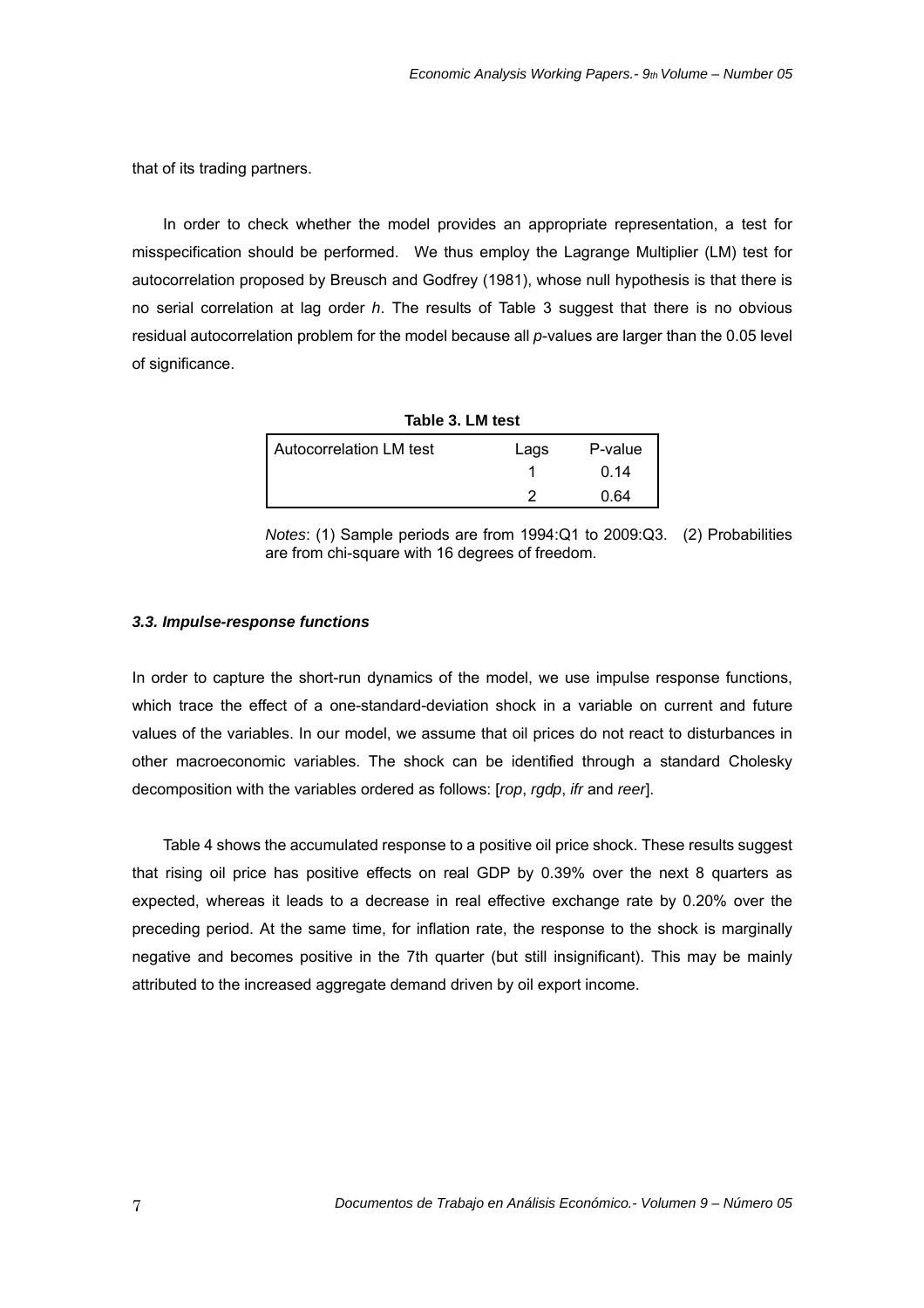that of its trading partners.

In order to check whether the model provides an appropriate representation, a test for misspecification should be performed. We thus employ the Lagrange Multiplier (LM) test for autocorrelation proposed by Breusch and Godfrey (1981), whose null hypothesis is that there is no serial correlation at lag order *h*. The results of Table 3 suggest that there is no obvious residual autocorrelation problem for the model because all *p*-values are larger than the 0.05 level of significance.

**Table 3. LM test**

| Autocorrelation LM test | Lags | P-value |
|---|---|---|
| | 1 | 0.14 |
| | 2 | 0.64 |

*Notes*: (1) Sample periods are from 1994:Q1 to 2009:Q3. (2) Probabilities are from chi-square with 16 degrees of freedom.

### *3.3. Impulse-response functions*

In order to capture the short-run dynamics of the model, we use impulse response functions, which trace the effect of a one-standard-deviation shock in a variable on current and future values of the variables. In our model, we assume that oil prices do not react to disturbances in other macroeconomic variables. The shock can be identified through a standard Cholesky decomposition with the variables ordered as follows: [*rop*, *rgdp*, *ifr* and *reer*].

Table 4 shows the accumulated response to a positive oil price shock. These results suggest that rising oil price has positive effects on real GDP by 0.39% over the next 8 quarters as expected, whereas it leads to a decrease in real effective exchange rate by 0.20% over the preceding period. At the same time, for inflation rate, the response to the shock is marginally negative and becomes positive in the 7th quarter (but still insignificant). This may be mainly attributed to the increased aggregate demand driven by oil export income.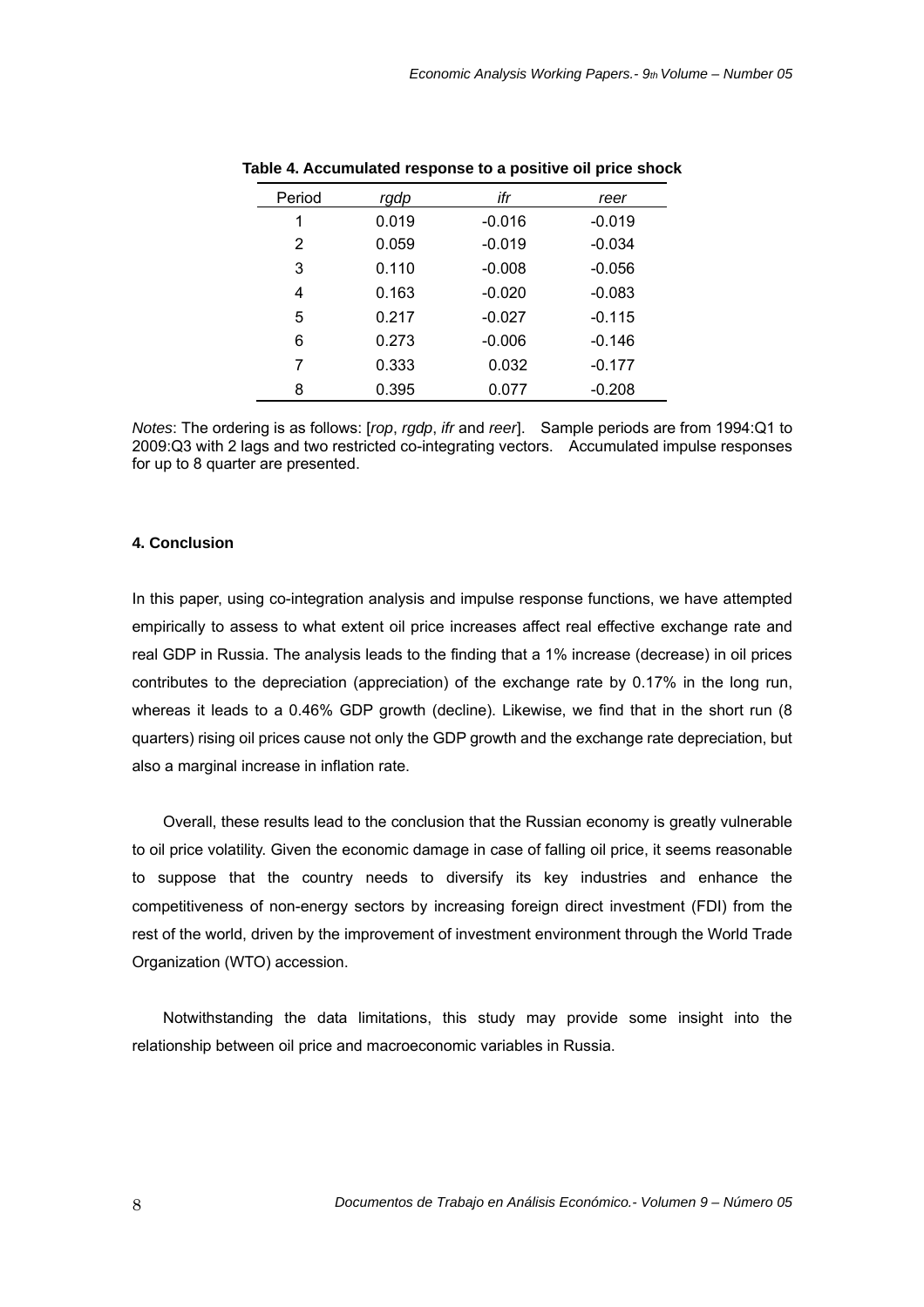**Table 4. Accumulated response to a positive oil price shock**

| Period | *rgdp* | *ifr* | *reer* |
|---|---|---|---|
| 1 | 0.019 | -0.016 | -0.019 |
| 2 | 0.059 | -0.019 | -0.034 |
| 3 | 0.110 | -0.008 | -0.056 |
| 4 | 0.163 | -0.020 | -0.083 |
| 5 | 0.217 | -0.027 | -0.115 |
| 6 | 0.273 | -0.006 | -0.146 |
| 7 | 0.333 | 0.032 | -0.177 |
| 8 | 0.395 | 0.077 | -0.208 |

*Notes*: The ordering is as follows: [*rop*, *rgdp*, *ifr* and *reer*]. Sample periods are from 1994:Q1 to 2009:Q3 with 2 lags and two restricted co-integrating vectors. Accumulated impulse responses for up to 8 quarter are presented.

### 4. Conclusion

In this paper, using co-integration analysis and impulse response functions, we have attempted empirically to assess to what extent oil price increases affect real effective exchange rate and real GDP in Russia. The analysis leads to the finding that a 1% increase (decrease) in oil prices contributes to the depreciation (appreciation) of the exchange rate by 0.17% in the long run, whereas it leads to a 0.46% GDP growth (decline). Likewise, we find that in the short run (8 quarters) rising oil prices cause not only the GDP growth and the exchange rate depreciation, but also a marginal increase in inflation rate.

Overall, these results lead to the conclusion that the Russian economy is greatly vulnerable to oil price volatility. Given the economic damage in case of falling oil price, it seems reasonable to suppose that the country needs to diversify its key industries and enhance the competitiveness of non-energy sectors by increasing foreign direct investment (FDI) from the rest of the world, driven by the improvement of investment environment through the World Trade Organization (WTO) accession.

Notwithstanding the data limitations, this study may provide some insight into the relationship between oil price and macroeconomic variables in Russia.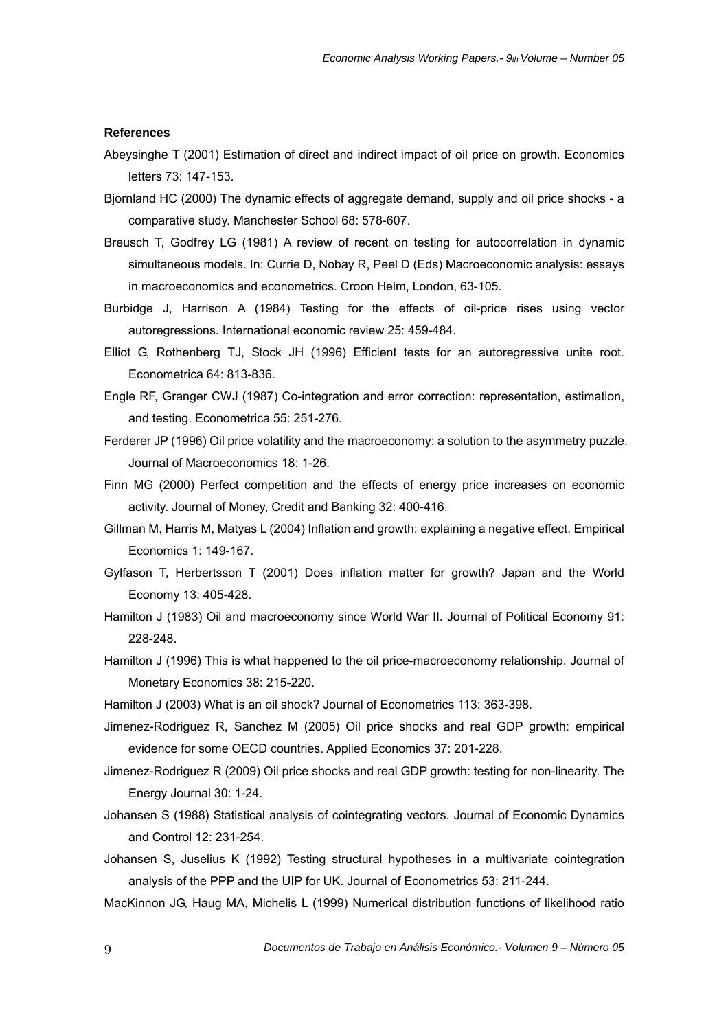**References**

Abeysinghe T (2001) Estimation of direct and indirect impact of oil price on growth. Economics letters 73: 147-153.

Bjornland HC (2000) The dynamic effects of aggregate demand, supply and oil price shocks - a comparative study. Manchester School 68: 578-607.

Breusch T, Godfrey LG (1981) A review of recent on testing for autocorrelation in dynamic simultaneous models. In: Currie D, Nobay R, Peel D (Eds) Macroeconomic analysis: essays in macroeconomics and econometrics. Croon Helm, London, 63-105.

Burbidge J, Harrison A (1984) Testing for the effects of oil-price rises using vector autoregressions. International economic review 25: 459-484.

Elliot G, Rothenberg TJ, Stock JH (1996) Efficient tests for an autoregressive unite root. Econometrica 64: 813-836.

Engle RF, Granger CWJ (1987) Co-integration and error correction: representation, estimation, and testing. Econometrica 55: 251-276.

Ferderer JP (1996) Oil price volatility and the macroeconomy: a solution to the asymmetry puzzle. Journal of Macroeconomics 18: 1-26.

Finn MG (2000) Perfect competition and the effects of energy price increases on economic activity. Journal of Money, Credit and Banking 32: 400-416.

Gillman M, Harris M, Matyas L (2004) Inflation and growth: explaining a negative effect. Empirical Economics 1: 149-167.

Gylfason T, Herbertsson T (2001) Does inflation matter for growth? Japan and the World Economy 13: 405-428.

Hamilton J (1983) Oil and macroeconomy since World War II. Journal of Political Economy 91: 228-248.

Hamilton J (1996) This is what happened to the oil price-macroeconomy relationship. Journal of Monetary Economics 38: 215-220.

Hamilton J (2003) What is an oil shock? Journal of Econometrics 113: 363-398.

Jimenez-Rodriguez R, Sanchez M (2005) Oil price shocks and real GDP growth: empirical evidence for some OECD countries. Applied Economics 37: 201-228.

Jimenez-Rodriguez R (2009) Oil price shocks and real GDP growth: testing for non-linearity. The Energy Journal 30: 1-24.

Johansen S (1988) Statistical analysis of cointegrating vectors. Journal of Economic Dynamics and Control 12: 231-254.

Johansen S, Juselius K (1992) Testing structural hypotheses in a multivariate cointegration analysis of the PPP and the UIP for UK. Journal of Econometrics 53: 211-244.

MacKinnon JG, Haug MA, Michelis L (1999) Numerical distribution functions of likelihood ratio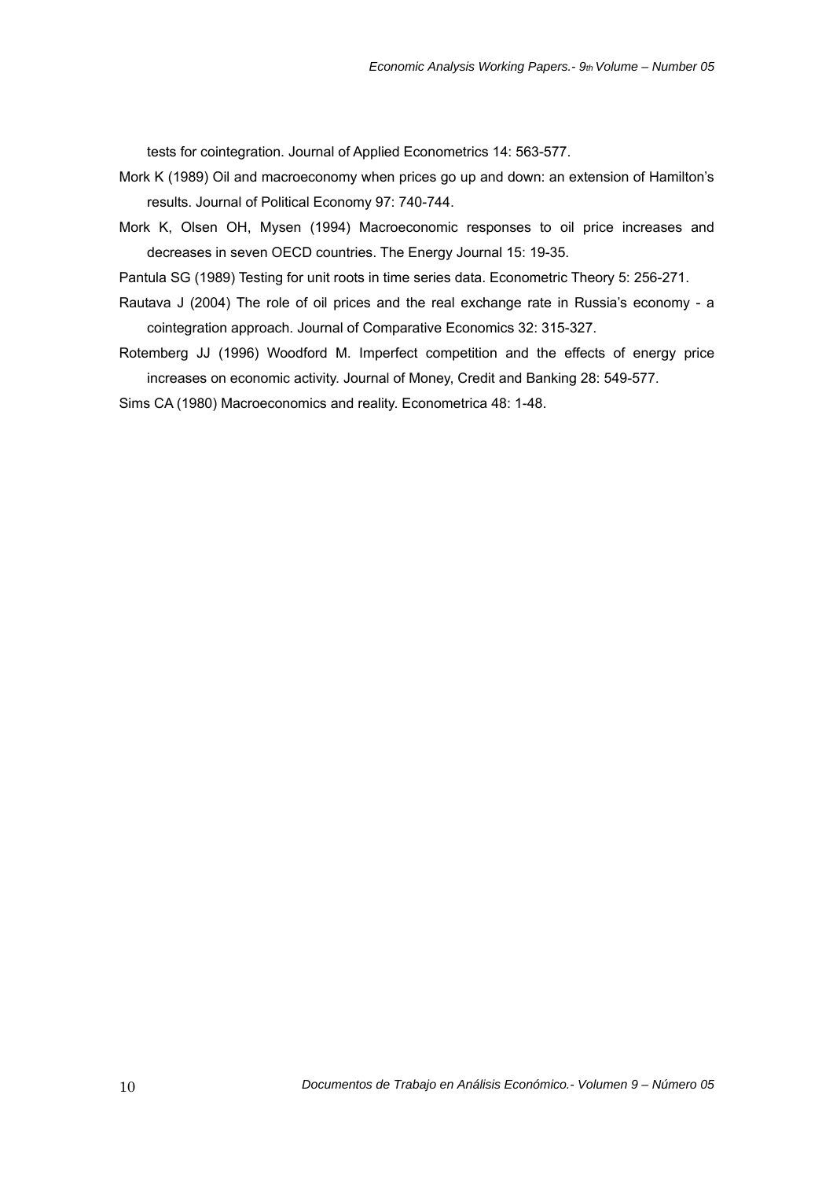tests for cointegration. Journal of Applied Econometrics 14: 563-577.

Mork K (1989) Oil and macroeconomy when prices go up and down: an extension of Hamilton's results. Journal of Political Economy 97: 740-744.

Mork K, Olsen OH, Mysen (1994) Macroeconomic responses to oil price increases and decreases in seven OECD countries. The Energy Journal 15: 19-35.

Pantula SG (1989) Testing for unit roots in time series data. Econometric Theory 5: 256-271.

Rautava J (2004) The role of oil prices and the real exchange rate in Russia's economy - a cointegration approach. Journal of Comparative Economics 32: 315-327.

Rotemberg JJ (1996) Woodford M. Imperfect competition and the effects of energy price increases on economic activity. Journal of Money, Credit and Banking 28: 549-577.

Sims CA (1980) Macroeconomics and reality. Econometrica 48: 1-48.